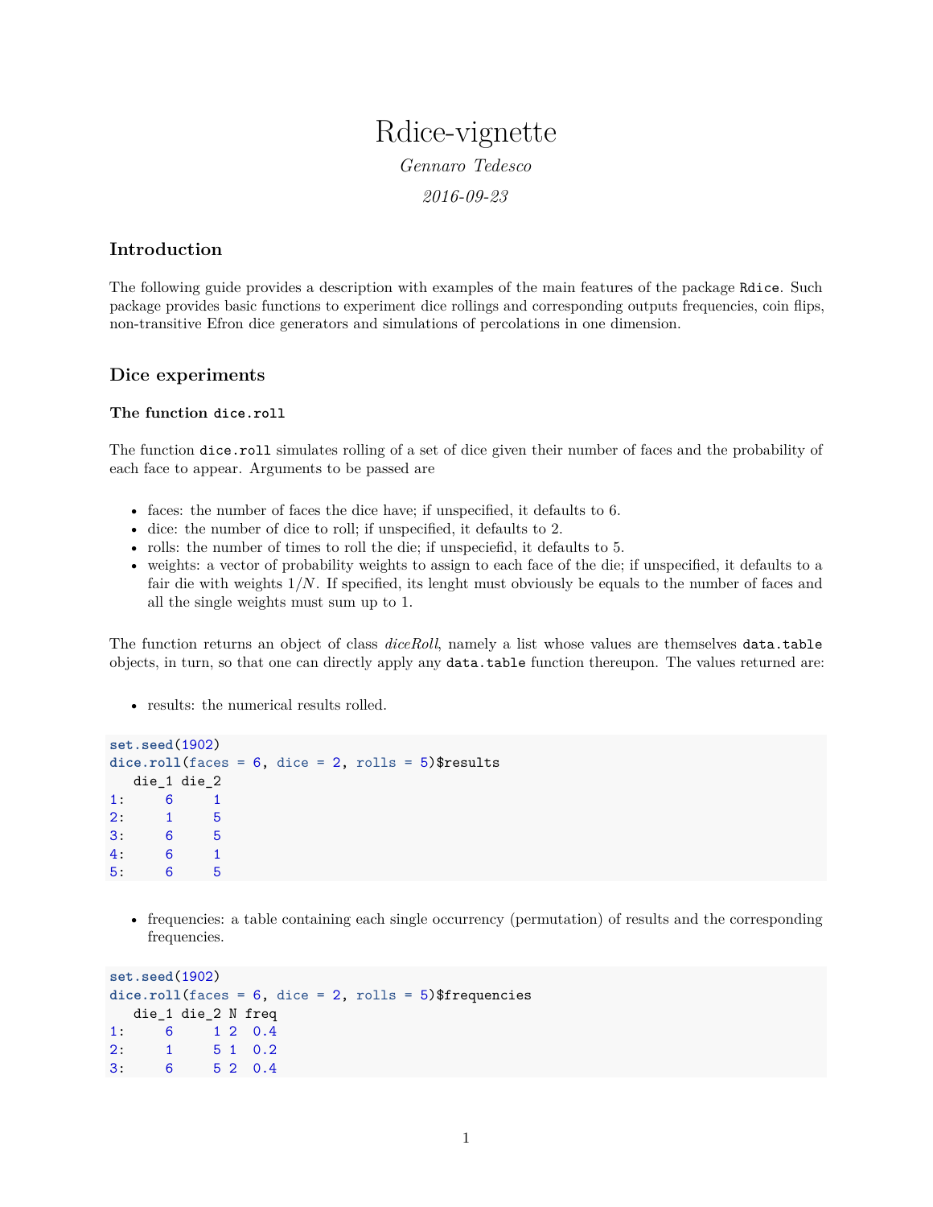# Rdice-vignette

*Gennaro Tedesco*

*2016-09-23*

## Introduction

The following guide provides a description with examples of the main features of the package `Rdice`. Such package provides basic functions to experiment dice rollings and corresponding outputs frequencies, coin flips, non-transitive Efron dice generators and simulations of percolations in one dimension.

## Dice experiments

### The function `dice.roll`

The function `dice.roll` simulates rolling of a set of dice given their number of faces and the probability of each face to appear. Arguments to be passed are

- faces: the number of faces the dice have; if unspecified, it defaults to 6.
- dice: the number of dice to roll; if unspecified, it defaults to 2.
- rolls: the number of times to roll the die; if unspeciefid, it defaults to 5.
- weights: a vector of probability weights to assign to each face of the die; if unspecified, it defaults to a fair die with weights $1/N$. If specified, its lenght must obviously be equals to the number of faces and all the single weights must sum up to 1.

The function returns an object of class *diceRoll*, namely a list whose values are themselves `data.table` objects, in turn, so that one can directly apply any `data.table` function thereupon. The values returned are:

- results: the numerical results rolled.

```
set.seed(1902)
dice.roll(faces = 6, dice = 2, rolls = 5)$results
   die_1 die_2
1:     6     1
2:     1     5
3:     6     5
4:     6     1
5:     6     5
```

- frequencies: a table containing each single occurrency (permutation) of results and the corresponding frequencies.

```
set.seed(1902)
dice.roll(faces = 6, dice = 2, rolls = 5)$frequencies
   die_1 die_2 N freq
1:     6     1 2  0.4
2:     1     5 1  0.2
3:     6     5 2  0.4
```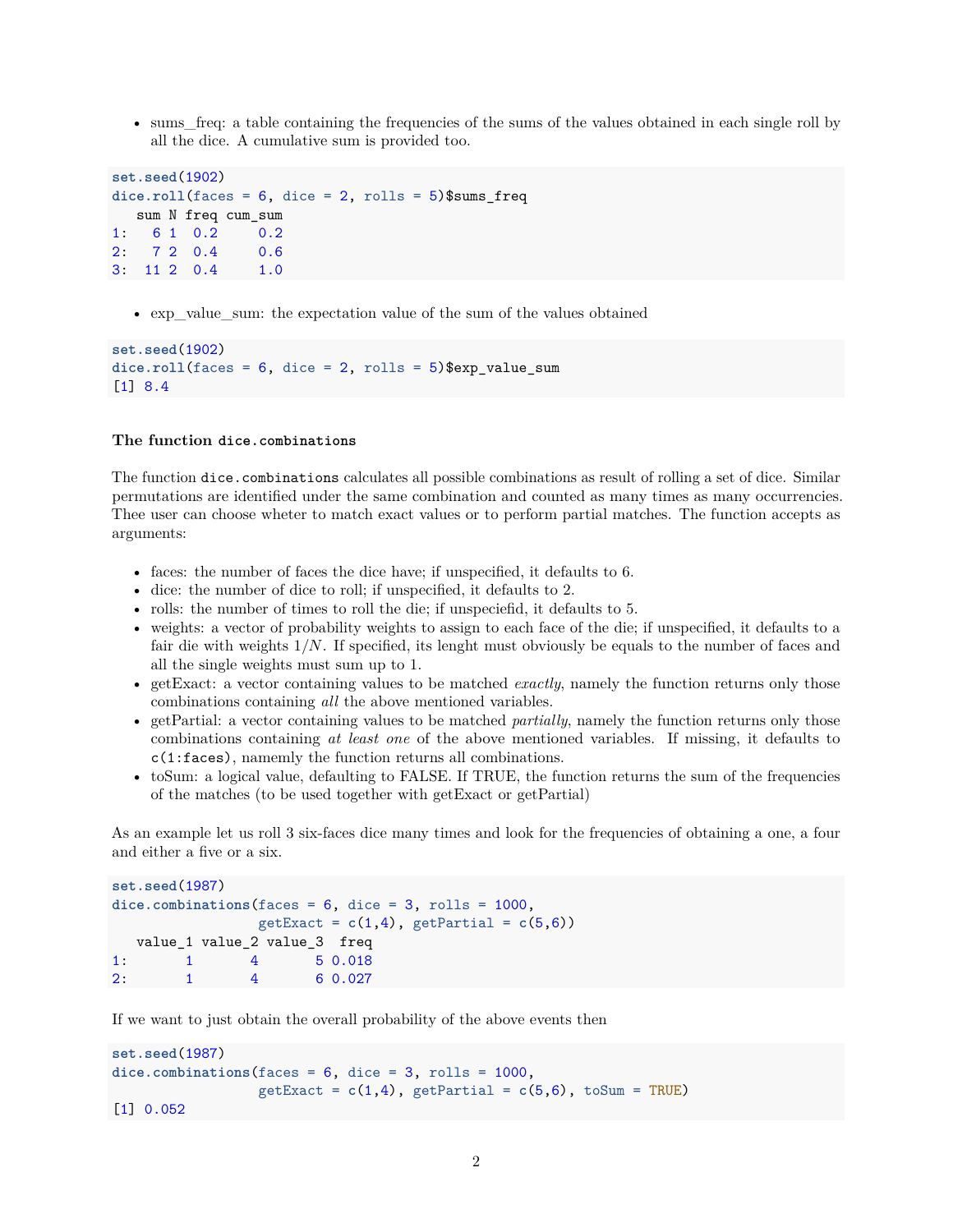- sums_freq: a table containing the frequencies of the sums of the values obtained in each single roll by all the dice. A cumulative sum is provided too.

```
set.seed(1902)
dice.roll(faces = 6, dice = 2, rolls = 5)$sums_freq
   sum N freq cum_sum
1:   6 1  0.2     0.2
2:   7 2  0.4     0.6
3:  11 2  0.4     1.0
```

- exp_value_sum: the expectation value of the sum of the values obtained

```
set.seed(1902)
dice.roll(faces = 6, dice = 2, rolls = 5)$exp_value_sum
[1] 8.4
```

#### The function `dice.combinations`

The function `dice.combinations` calculates all possible combinations as result of rolling a set of dice. Similar permutations are identified under the same combination and counted as many times as many occurrencies. Thee user can choose wheter to match exact values or to perform partial matches. The function accepts as arguments:

- faces: the number of faces the dice have; if unspecified, it defaults to 6.
- dice: the number of dice to roll; if unspecified, it defaults to 2.
- rolls: the number of times to roll the die; if unspeciefid, it defaults to 5.
- weights: a vector of probability weights to assign to each face of the die; if unspecified, it defaults to a fair die with weights $1/N$. If specified, its lenght must obviously be equals to the number of faces and all the single weights must sum up to 1.
- getExact: a vector containing values to be matched *exactly*, namely the function returns only those combinations containing *all* the above mentioned variables.
- getPartial: a vector containing values to be matched *partially*, namely the function returns only those combinations containing *at least one* of the above mentioned variables. If missing, it defaults to `c(1:faces)`, namemly the function returns all combinations.
- toSum: a logical value, defaulting to FALSE. If TRUE, the function returns the sum of the frequencies of the matches (to be used together with getExact or getPartial)

As an example let us roll 3 six-faces dice many times and look for the frequencies of obtaining a one, a four and either a five or a six.

```
set.seed(1987)
dice.combinations(faces = 6, dice = 3, rolls = 1000,
                  getExact = c(1,4), getPartial = c(5,6))
   value_1 value_2 value_3  freq
1:       1       4       5 0.018
2:       1       4       6 0.027
```

If we want to just obtain the overall probability of the above events then

```
set.seed(1987)
dice.combinations(faces = 6, dice = 3, rolls = 1000,
                  getExact = c(1,4), getPartial = c(5,6), toSum = TRUE)
[1] 0.052
```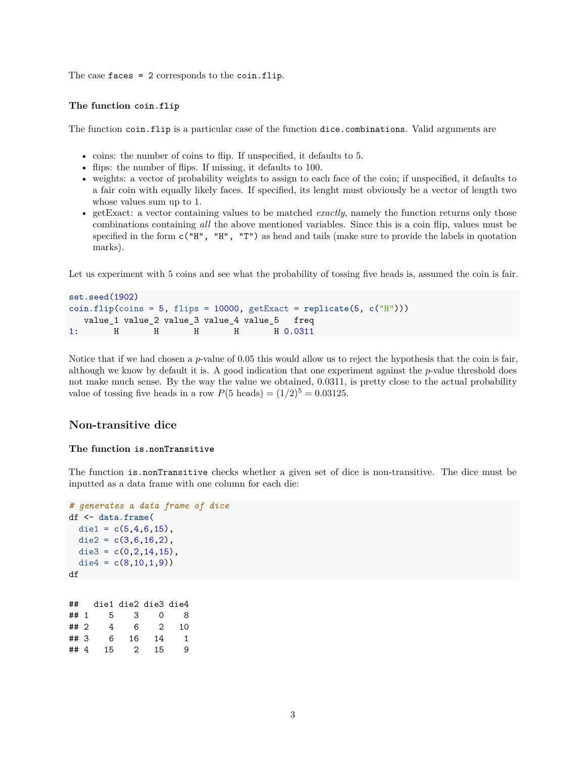The case `faces = 2` corresponds to the `coin.flip`.

#### The function `coin.flip`

The function `coin.flip` is a particular case of the function `dice.combinations`. Valid arguments are

- coins: the number of coins to flip. If unspecified, it defaults to 5.
- flips: the number of flips. If missing, it defaults to 100.
- weights: a vector of probability weights to assign to each face of the coin; if unspecified, it defaults to a fair coin with equally likely faces. If specified, its lenght must obviously be a vector of length two whose values sum up to 1.
- getExact: a vector containing values to be matched *exactly*, namely the function returns only those combinations containing *all* the above mentioned variables. Since this is a coin flip, values must be specified in the form `c("H", "H", "T")` as head and tails (make sure to provide the labels in quotation marks).

Let us experiment with 5 coins and see what the probability of tossing five heads is, assumed the coin is fair.

```
set.seed(1902)
coin.flip(coins = 5, flips = 10000, getExact = replicate(5, c("H")))
   value_1 value_2 value_3 value_4 value_5   freq
1:       H       H       H       H       H 0.0311
```

Notice that if we had chosen a *p*-value of 0.05 this would allow us to reject the hypothesis that the coin is fair, although we know by default it is. A good indication that one experiment against the *p*-value threshold does not make much sense. By the way the value we obtained, 0.0311, is pretty close to the actual probability value of tossing five heads in a row $P(5 \text{ heads}) = (1/2)^5 = 0.03125$.

### Non-transitive dice

#### The function `is.nonTransitive`

The function `is.nonTransitive` checks whether a given set of dice is non-transitive. The dice must be inputted as a data frame with one column for each die:

```
# generates a data frame of dice
df <- data.frame(
  die1 = c(5,4,6,15),
  die2 = c(3,6,16,2),
  die3 = c(0,2,14,15),
  die4 = c(8,10,1,9))
df
```

```
##   die1 die2 die3 die4
## 1    5    3    0    8
## 2    4    6    2   10
## 3    6   16   14    1
## 4   15    2   15    9
```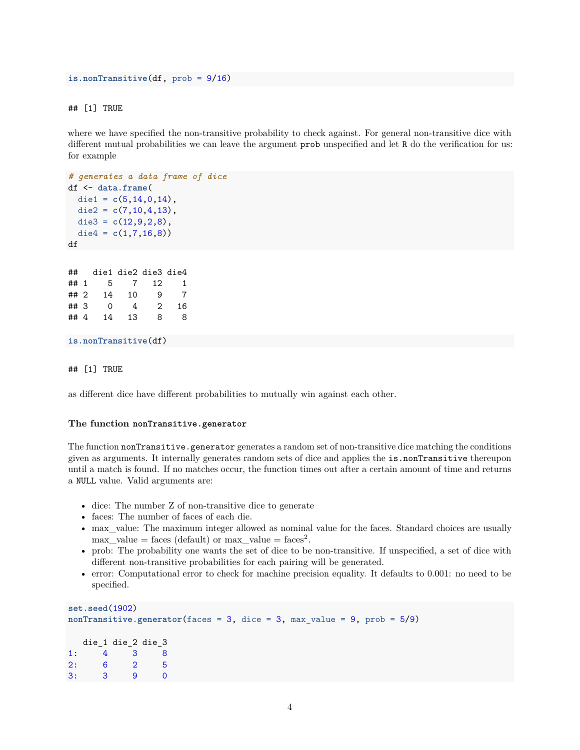```r
is.nonTransitive(df, prob = 9/16)
```

```
## [1] TRUE
```

where we have specified the non-transitive probability to check against. For general non-transitive dice with different mutual probabilities we can leave the argument `prob` unspecified and let `R` do the verification for us: for example

```r
# generates a data frame of dice
df <- data.frame(
  die1 = c(5,14,0,14),
  die2 = c(7,10,4,13),
  die3 = c(12,9,2,8),
  die4 = c(1,7,16,8))
df
```

```
##   die1 die2 die3 die4
## 1    5    7   12    1
## 2   14   10    9    7
## 3    0    4    2   16
## 4   14   13    8    8
```

```r
is.nonTransitive(df)
```

```
## [1] TRUE
```

as different dice have different probabilities to mutually win against each other.

### The function `nonTransitive.generator`

The function `nonTransitive.generator` generates a random set of non-transitive dice matching the conditions given as arguments. It internally generates random sets of dice and applies the `is.nonTransitive` thereupon until a match is found. If no matches occur, the function times out after a certain amount of time and returns a `NULL` value. Valid arguments are:

- dice: The number Z of non-transitive dice to generate
- faces: The number of faces of each die.
- max_value: The maximum integer allowed as nominal value for the faces. Standard choices are usually max_value = faces (default) or max_value = faces$^2$.
- prob: The probability one wants the set of dice to be non-transitive. If unspecified, a set of dice with different non-transitive probabilities for each pairing will be generated.
- error: Computational error to check for machine precision equality. It defaults to 0.001: no need to be specified.

```r
set.seed(1902)
nonTransitive.generator(faces = 3, dice = 3, max_value = 9, prob = 5/9)
```

```
   die_1 die_2 die_3
1:     4     3     8
2:     6     2     5
3:     3     9     0
```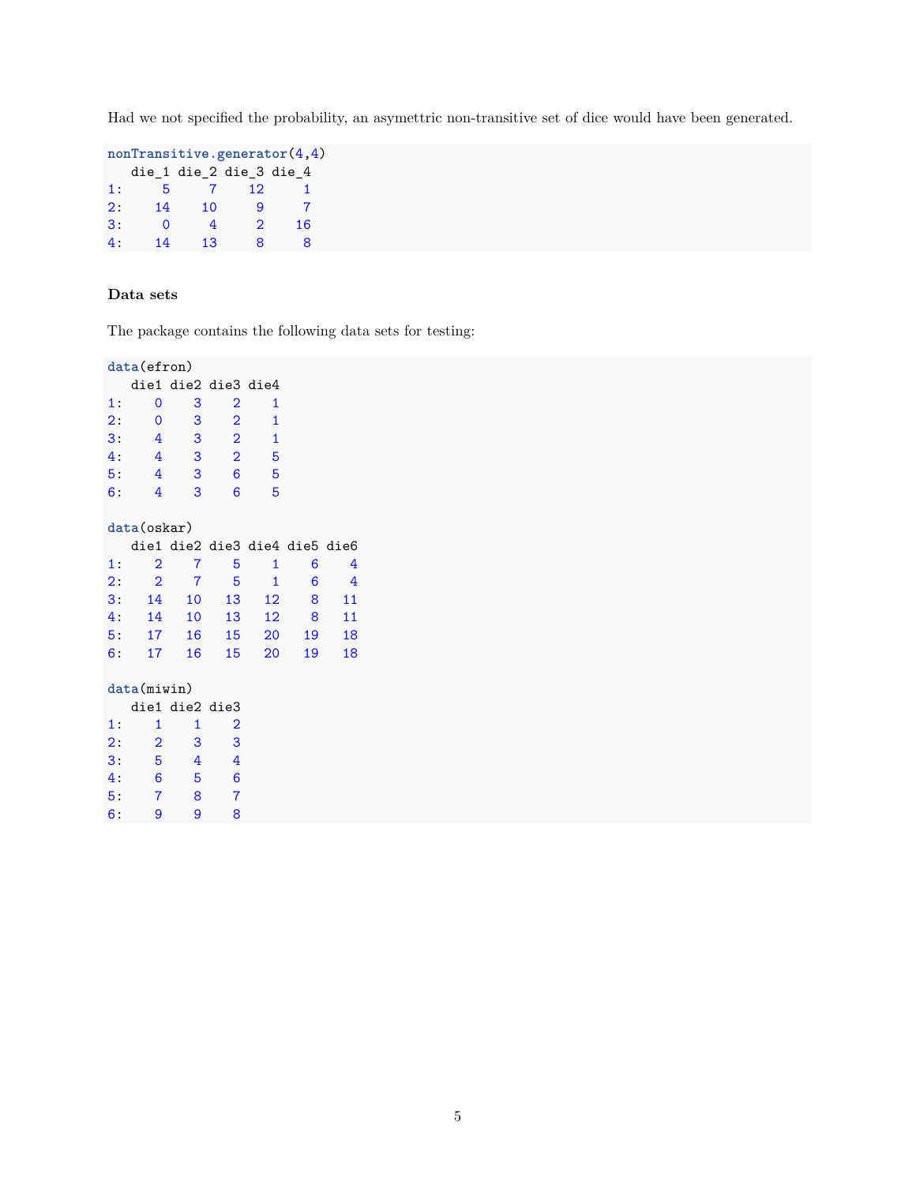Had we not specified the probability, an asymettric non-transitive set of dice would have been generated.

```
nonTransitive.generator(4,4)
   die_1 die_2 die_3 die_4
1:     5     7    12     1
2:    14    10     9     7
3:     0     4     2    16
4:    14    13     8     8
```

### Data sets

The package contains the following data sets for testing:

```
data(efron)
   die1 die2 die3 die4
1:    0    3    2    1
2:    0    3    2    1
3:    4    3    2    1
4:    4    3    2    5
5:    4    3    6    5
6:    4    3    6    5
```

```
data(oskar)
   die1 die2 die3 die4 die5 die6
1:    2    7    5    1    6    4
2:    2    7    5    1    6    4
3:   14   10   13   12    8   11
4:   14   10   13   12    8   11
5:   17   16   15   20   19   18
6:   17   16   15   20   19   18
```

```
data(miwin)
   die1 die2 die3
1:    1    1    2
2:    2    3    3
3:    5    4    4
4:    6    5    6
5:    7    8    7
6:    9    9    8
```